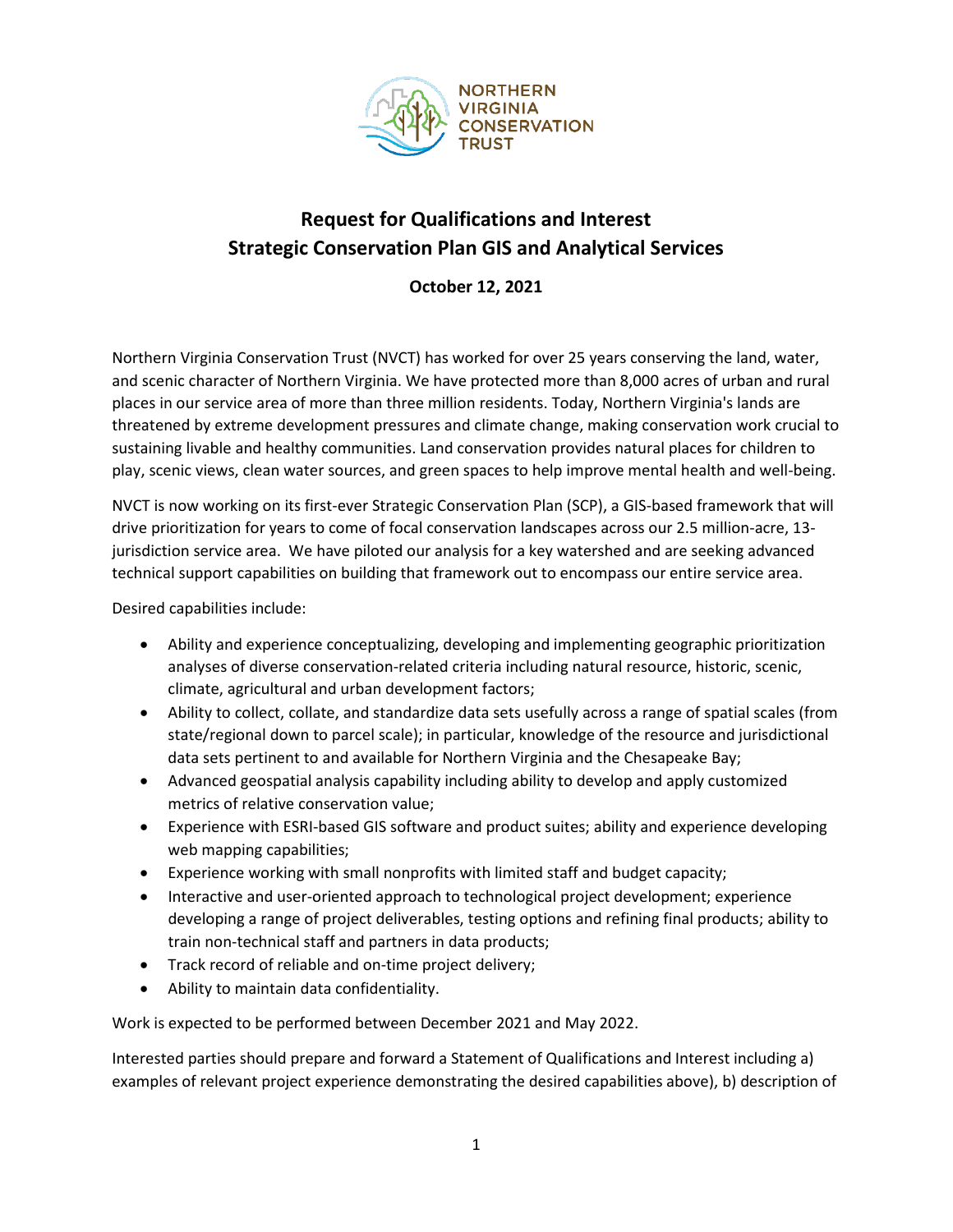NORTHERN VIRGINIA CONSERVATION TRUST

# Request for Qualifications and Interest
# Strategic Conservation Plan GIS and Analytical Services

**October 12, 2021**

Northern Virginia Conservation Trust (NVCT) has worked for over 25 years conserving the land, water, and scenic character of Northern Virginia. We have protected more than 8,000 acres of urban and rural places in our service area of more than three million residents. Today, Northern Virginia's lands are threatened by extreme development pressures and climate change, making conservation work crucial to sustaining livable and healthy communities. Land conservation provides natural places for children to play, scenic views, clean water sources, and green spaces to help improve mental health and well-being.

NVCT is now working on its first-ever Strategic Conservation Plan (SCP), a GIS-based framework that will drive prioritization for years to come of focal conservation landscapes across our 2.5 million-acre, 13-jurisdiction service area. We have piloted our analysis for a key watershed and are seeking advanced technical support capabilities on building that framework out to encompass our entire service area.

Desired capabilities include:

- Ability and experience conceptualizing, developing and implementing geographic prioritization analyses of diverse conservation-related criteria including natural resource, historic, scenic, climate, agricultural and urban development factors;
- Ability to collect, collate, and standardize data sets usefully across a range of spatial scales (from state/regional down to parcel scale); in particular, knowledge of the resource and jurisdictional data sets pertinent to and available for Northern Virginia and the Chesapeake Bay;
- Advanced geospatial analysis capability including ability to develop and apply customized metrics of relative conservation value;
- Experience with ESRI-based GIS software and product suites; ability and experience developing web mapping capabilities;
- Experience working with small nonprofits with limited staff and budget capacity;
- Interactive and user-oriented approach to technological project development; experience developing a range of project deliverables, testing options and refining final products; ability to train non-technical staff and partners in data products;
- Track record of reliable and on-time project delivery;
- Ability to maintain data confidentiality.

Work is expected to be performed between December 2021 and May 2022.

Interested parties should prepare and forward a Statement of Qualifications and Interest including a) examples of relevant project experience demonstrating the desired capabilities above), b) description of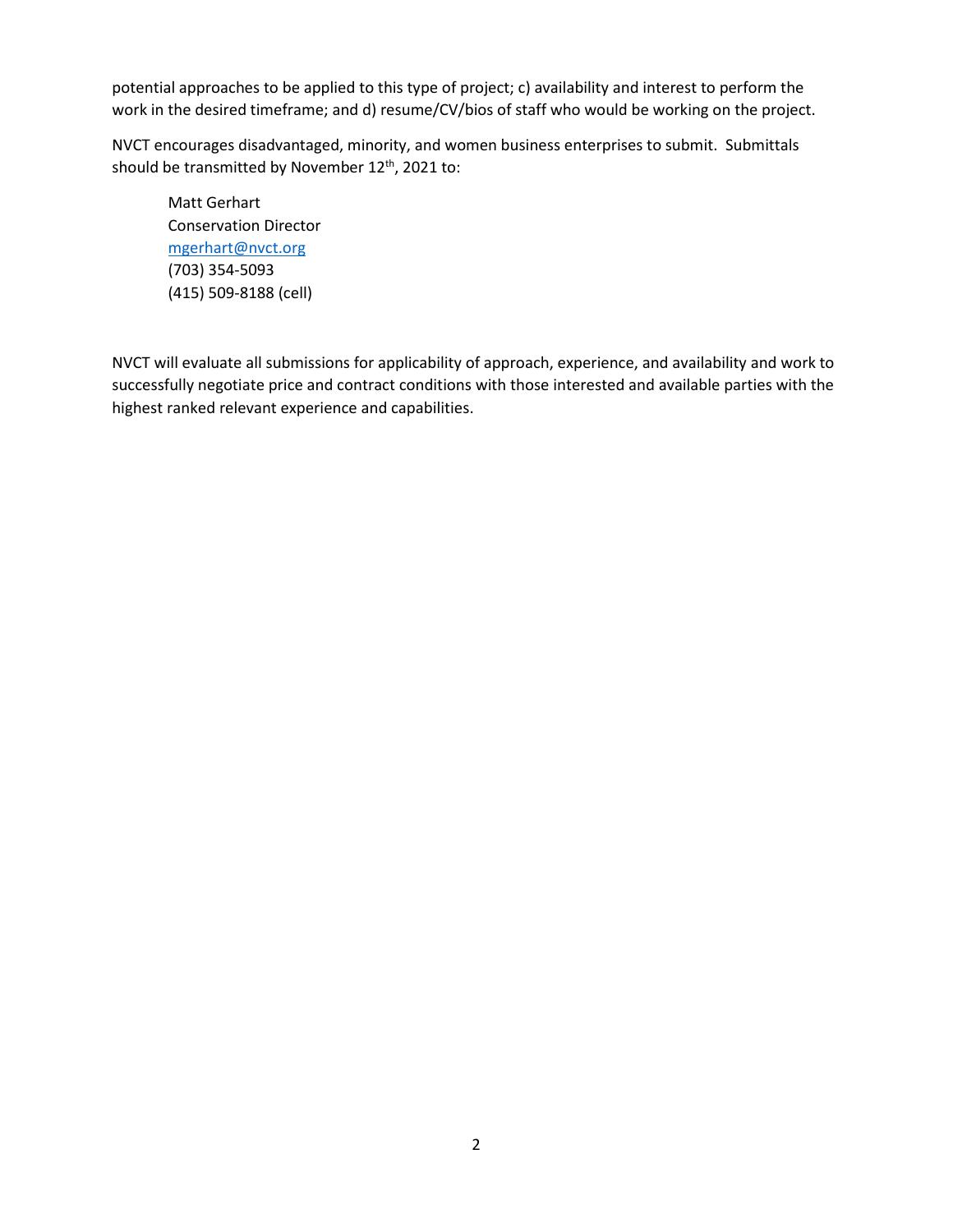potential approaches to be applied to this type of project; c) availability and interest to perform the work in the desired timeframe; and d) resume/CV/bios of staff who would be working on the project.

NVCT encourages disadvantaged, minority, and women business enterprises to submit. Submittals should be transmitted by November 12th, 2021 to:

Matt Gerhart  
Conservation Director  
mgerhart@nvct.org  
(703) 354-5093  
(415) 509-8188 (cell)

NVCT will evaluate all submissions for applicability of approach, experience, and availability and work to successfully negotiate price and contract conditions with those interested and available parties with the highest ranked relevant experience and capabilities.